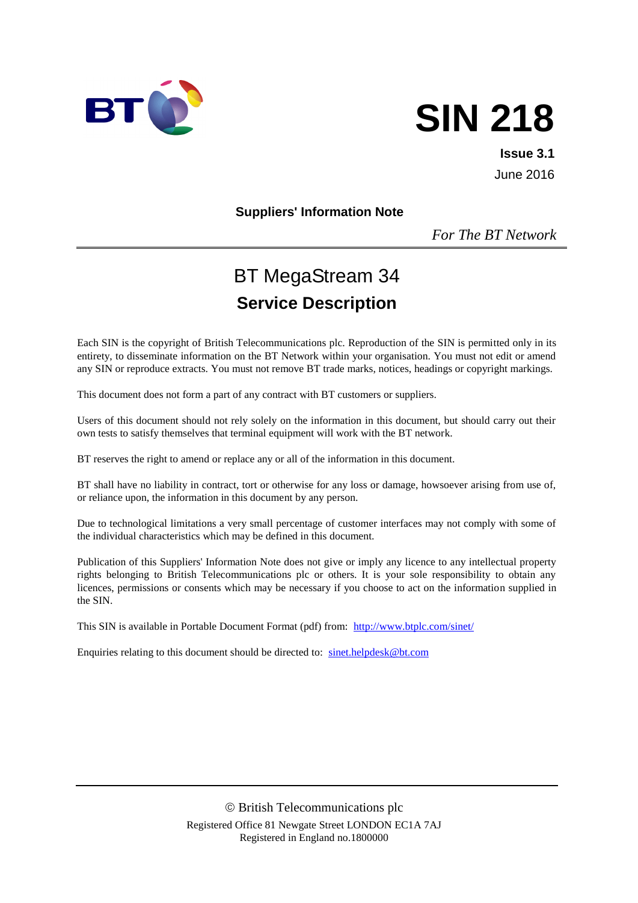# SIN 218

**Issue 3.1**

June 2016

**Suppliers' Information Note**

*For The BT Network*

## BT MegaStream 34

## Service Description

Each SIN is the copyright of British Telecommunications plc. Reproduction of the SIN is permitted only in its entirety, to disseminate information on the BT Network within your organisation. You must not edit or amend any SIN or reproduce extracts. You must not remove BT trade marks, notices, headings or copyright markings.

This document does not form a part of any contract with BT customers or suppliers.

Users of this document should not rely solely on the information in this document, but should carry out their own tests to satisfy themselves that terminal equipment will work with the BT network.

BT reserves the right to amend or replace any or all of the information in this document.

BT shall have no liability in contract, tort or otherwise for any loss or damage, howsoever arising from use of, or reliance upon, the information in this document by any person.

Due to technological limitations a very small percentage of customer interfaces may not comply with some of the individual characteristics which may be defined in this document.

Publication of this Suppliers' Information Note does not give or imply any licence to any intellectual property rights belonging to British Telecommunications plc or others. It is your sole responsibility to obtain any licences, permissions or consents which may be necessary if you choose to act on the information supplied in the SIN.

This SIN is available in Portable Document Format (pdf) from: http://www.btplc.com/sinet/

Enquiries relating to this document should be directed to: sinet.helpdesk@bt.com

© British Telecommunications plc

Registered Office 81 Newgate Street LONDON EC1A 7AJ

Registered in England no.1800000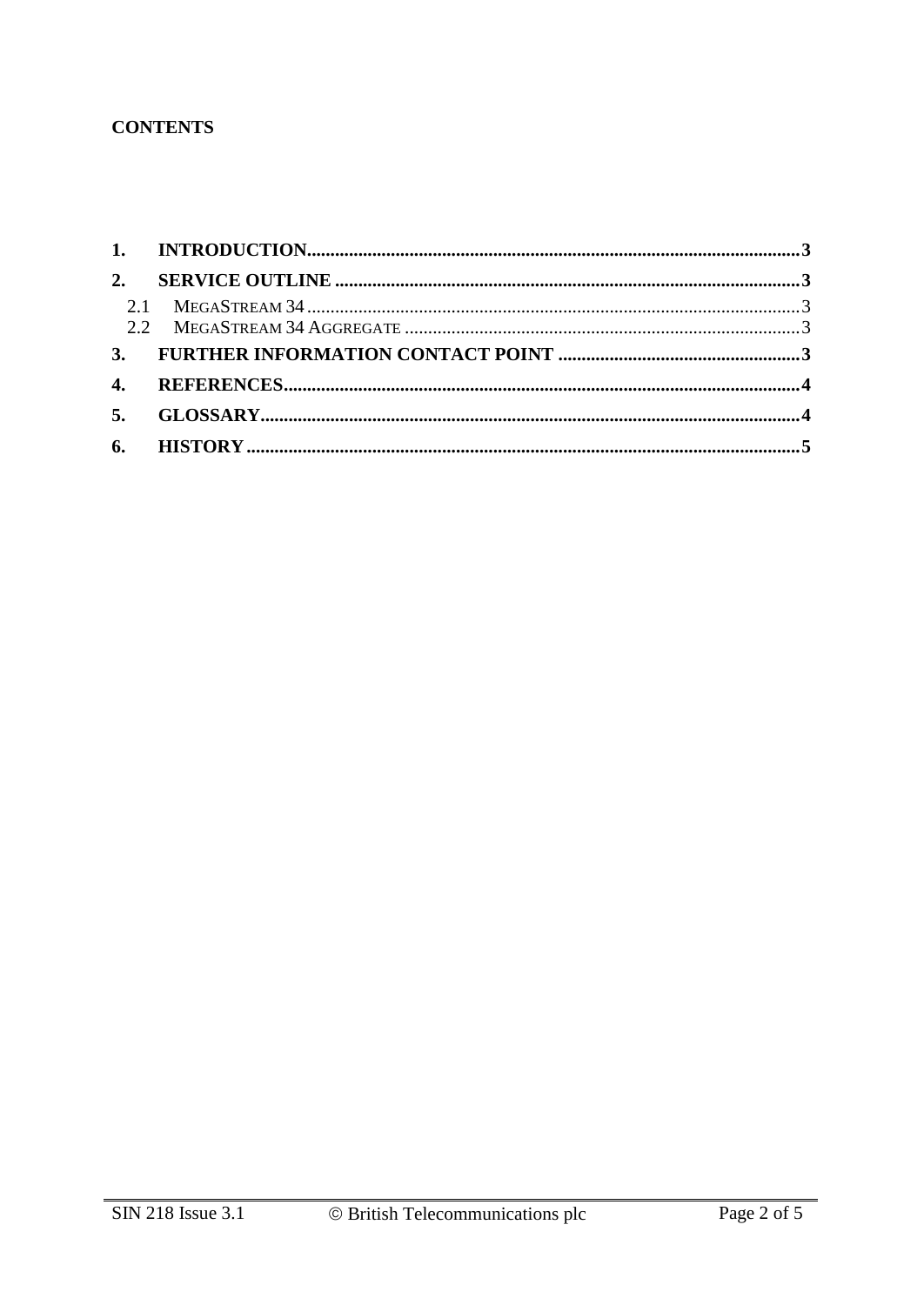**CONTENTS**

1. INTRODUCTION .......... 3
2. SERVICE OUTLINE .......... 3
   - 2.1 MegaStream 34 .......... 3
   - 2.2 MegaStream 34 Aggregate .......... 3
3. FURTHER INFORMATION CONTACT POINT .......... 3
4. REFERENCES .......... 4
5. GLOSSARY .......... 4
6. HISTORY .......... 5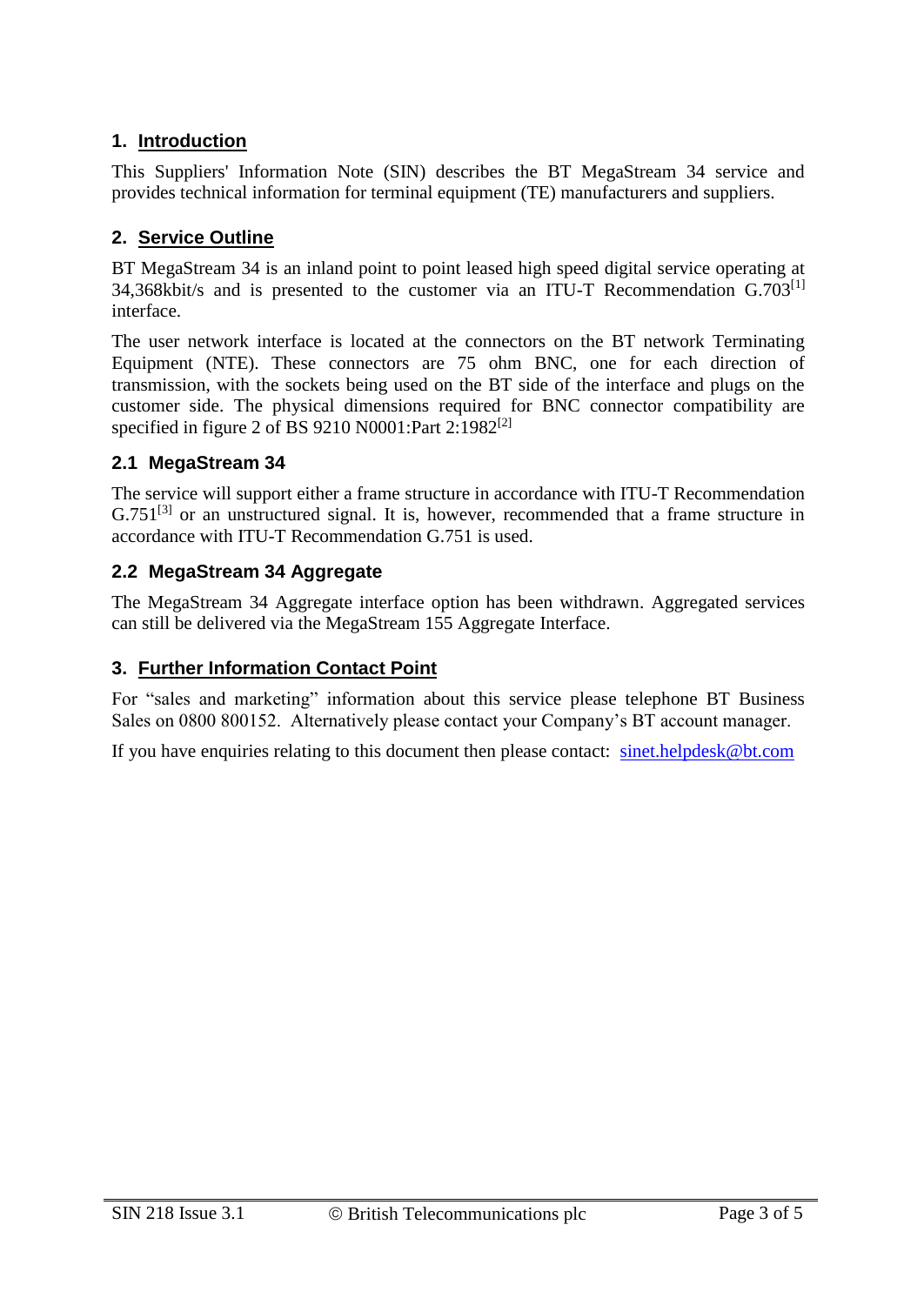## 1. Introduction

This Suppliers' Information Note (SIN) describes the BT MegaStream 34 service and provides technical information for terminal equipment (TE) manufacturers and suppliers.

## 2. Service Outline

BT MegaStream 34 is an inland point to point leased high speed digital service operating at 34,368kbit/s and is presented to the customer via an ITU-T Recommendation G.703[1] interface.

The user network interface is located at the connectors on the BT network Terminating Equipment (NTE). These connectors are 75 ohm BNC, one for each direction of transmission, with the sockets being used on the BT side of the interface and plugs on the customer side. The physical dimensions required for BNC connector compatibility are specified in figure 2 of BS 9210 N0001:Part 2:1982[2]

### 2.1 MegaStream 34

The service will support either a frame structure in accordance with ITU-T Recommendation G.751[3] or an unstructured signal. It is, however, recommended that a frame structure in accordance with ITU-T Recommendation G.751 is used.

### 2.2 MegaStream 34 Aggregate

The MegaStream 34 Aggregate interface option has been withdrawn. Aggregated services can still be delivered via the MegaStream 155 Aggregate Interface.

## 3. Further Information Contact Point

For "sales and marketing" information about this service please telephone BT Business Sales on 0800 800152. Alternatively please contact your Company's BT account manager.

If you have enquiries relating to this document then please contact: sinet.helpdesk@bt.com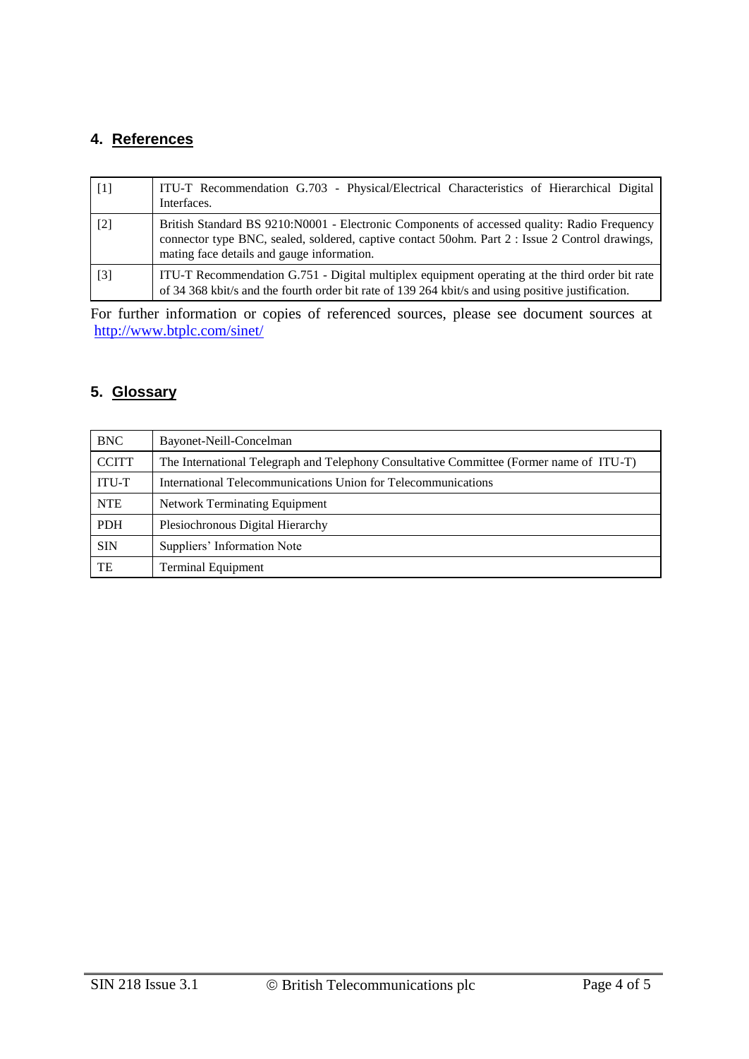## 4. References

| | |
|---|---|
| [1] | ITU-T Recommendation G.703 - Physical/Electrical Characteristics of Hierarchical Digital Interfaces. |
| [2] | British Standard BS 9210:N0001 - Electronic Components of accessed quality: Radio Frequency connector type BNC, sealed, soldered, captive contact 50ohm. Part 2 : Issue 2 Control drawings, mating face details and gauge information. |
| [3] | ITU-T Recommendation G.751 - Digital multiplex equipment operating at the third order bit rate of 34 368 kbit/s and the fourth order bit rate of 139 264 kbit/s and using positive justification. |

For further information or copies of referenced sources, please see document sources at http://www.btplc.com/sinet/

## 5. Glossary

| | |
|---|---|
| BNC | Bayonet-Neill-Concelman |
| CCITT | The International Telegraph and Telephony Consultative Committee (Former name of ITU-T) |
| ITU-T | International Telecommunications Union for Telecommunications |
| NTE | Network Terminating Equipment |
| PDH | Plesiochronous Digital Hierarchy |
| SIN | Suppliers' Information Note |
| TE | Terminal Equipment |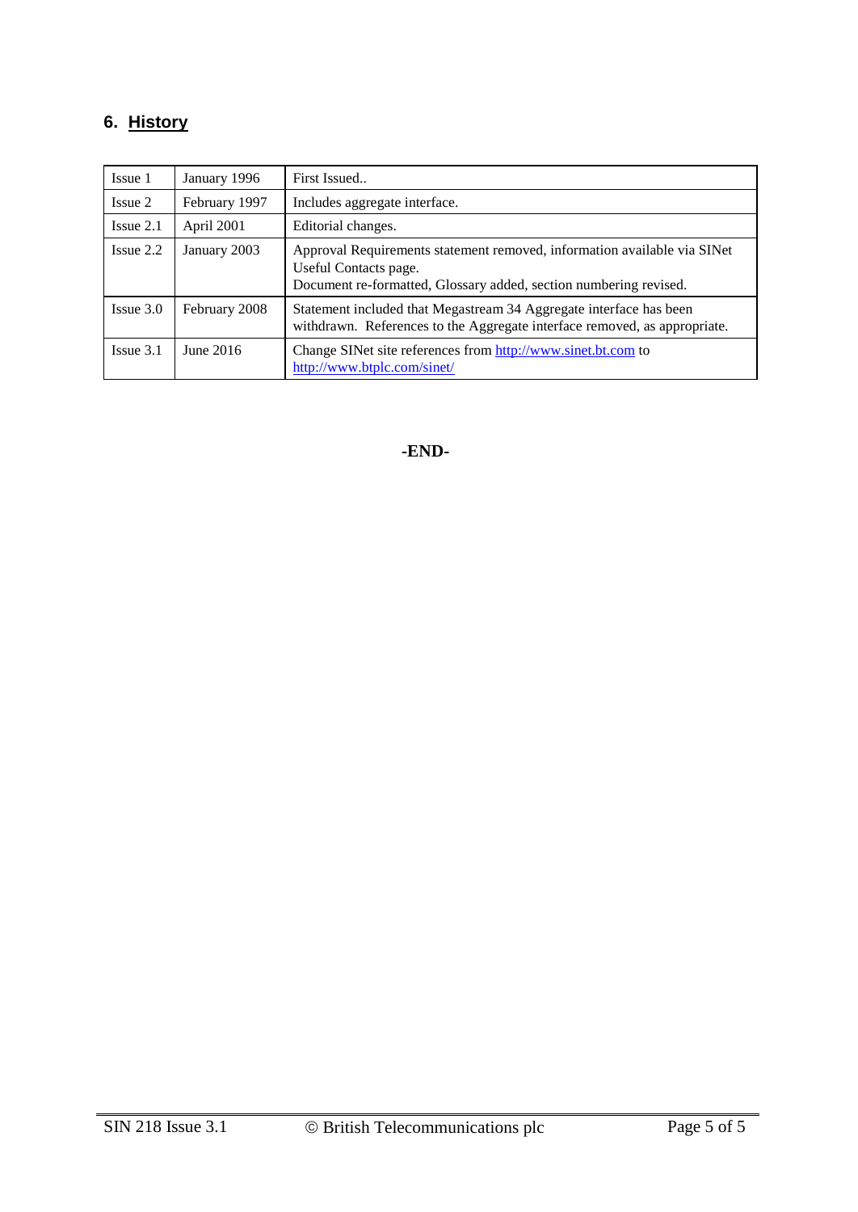## 6. History

| | | |
|---|---|---|
| Issue 1 | January 1996 | First Issued.. |
| Issue 2 | February 1997 | Includes aggregate interface. |
| Issue 2.1 | April 2001 | Editorial changes. |
| Issue 2.2 | January 2003 | Approval Requirements statement removed, information available via SINet Useful Contacts page.<br>Document re-formatted, Glossary added, section numbering revised. |
| Issue 3.0 | February 2008 | Statement included that Megastream 34 Aggregate interface has been withdrawn. References to the Aggregate interface removed, as appropriate. |
| Issue 3.1 | June 2016 | Change SINet site references from http://www.sinet.bt.com to http://www.btplc.com/sinet/ |

**-END-**